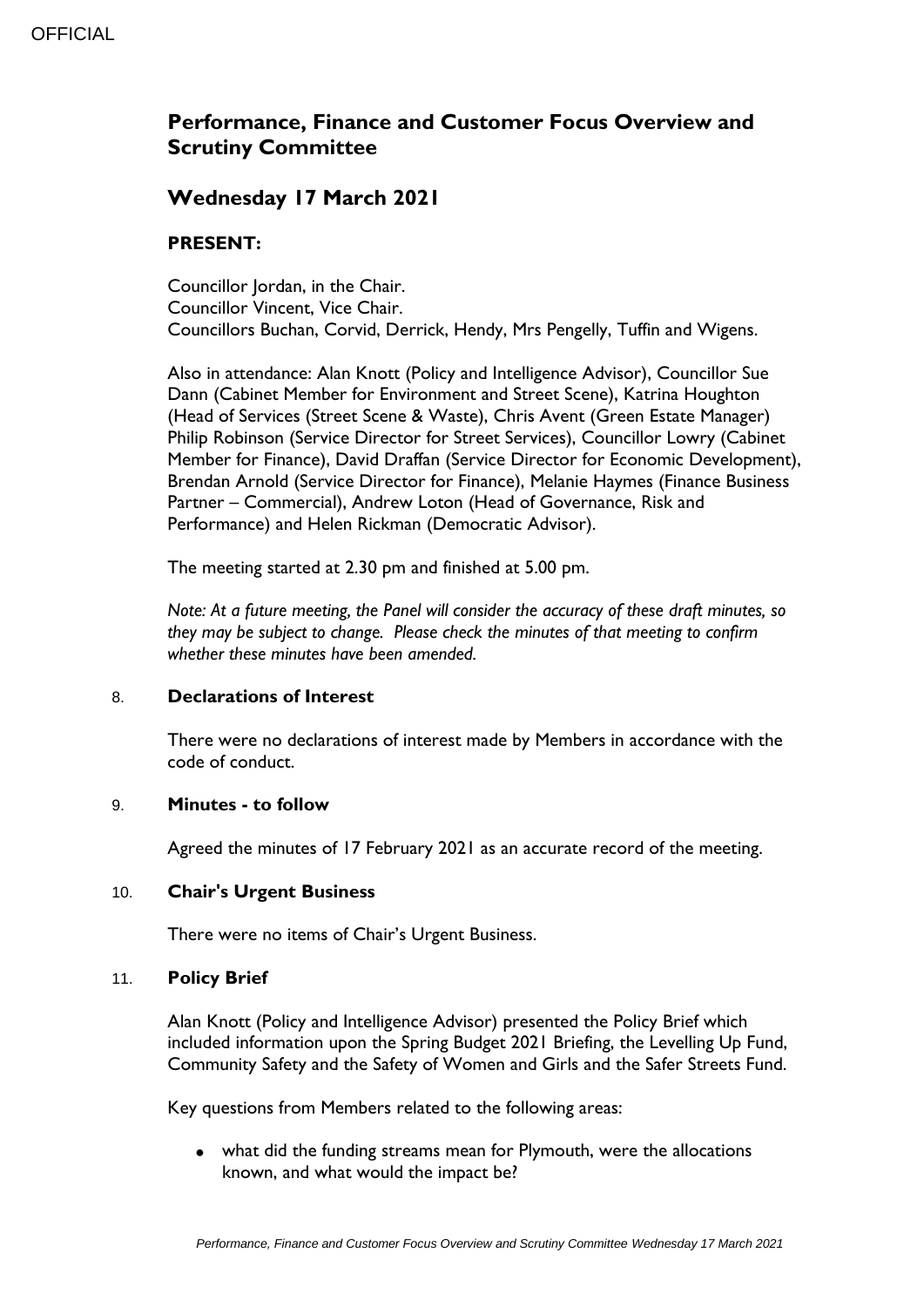# Performance, Finance and Customer Focus Overview and Scrutiny Committee

## Wednesday 17 March 2021

### PRESENT:

Councillor Jordan, in the Chair.
Councillor Vincent, Vice Chair.
Councillors Buchan, Corvid, Derrick, Hendy, Mrs Pengelly, Tuffin and Wigens.

Also in attendance: Alan Knott (Policy and Intelligence Advisor), Councillor Sue Dann (Cabinet Member for Environment and Street Scene), Katrina Houghton (Head of Services (Street Scene & Waste), Chris Avent (Green Estate Manager) Philip Robinson (Service Director for Street Services), Councillor Lowry (Cabinet Member for Finance), David Draffan (Service Director for Economic Development), Brendan Arnold (Service Director for Finance), Melanie Haymes (Finance Business Partner – Commercial), Andrew Loton (Head of Governance, Risk and Performance) and Helen Rickman (Democratic Advisor).

The meeting started at 2.30 pm and finished at 5.00 pm.

*Note: At a future meeting, the Panel will consider the accuracy of these draft minutes, so they may be subject to change. Please check the minutes of that meeting to confirm whether these minutes have been amended.*

### 8. Declarations of Interest

There were no declarations of interest made by Members in accordance with the code of conduct.

### 9. Minutes - to follow

Agreed the minutes of 17 February 2021 as an accurate record of the meeting.

### 10. Chair's Urgent Business

There were no items of Chair's Urgent Business.

### 11. Policy Brief

Alan Knott (Policy and Intelligence Advisor) presented the Policy Brief which included information upon the Spring Budget 2021 Briefing, the Levelling Up Fund, Community Safety and the Safety of Women and Girls and the Safer Streets Fund.

Key questions from Members related to the following areas:

- what did the funding streams mean for Plymouth, were the allocations known, and what would the impact be?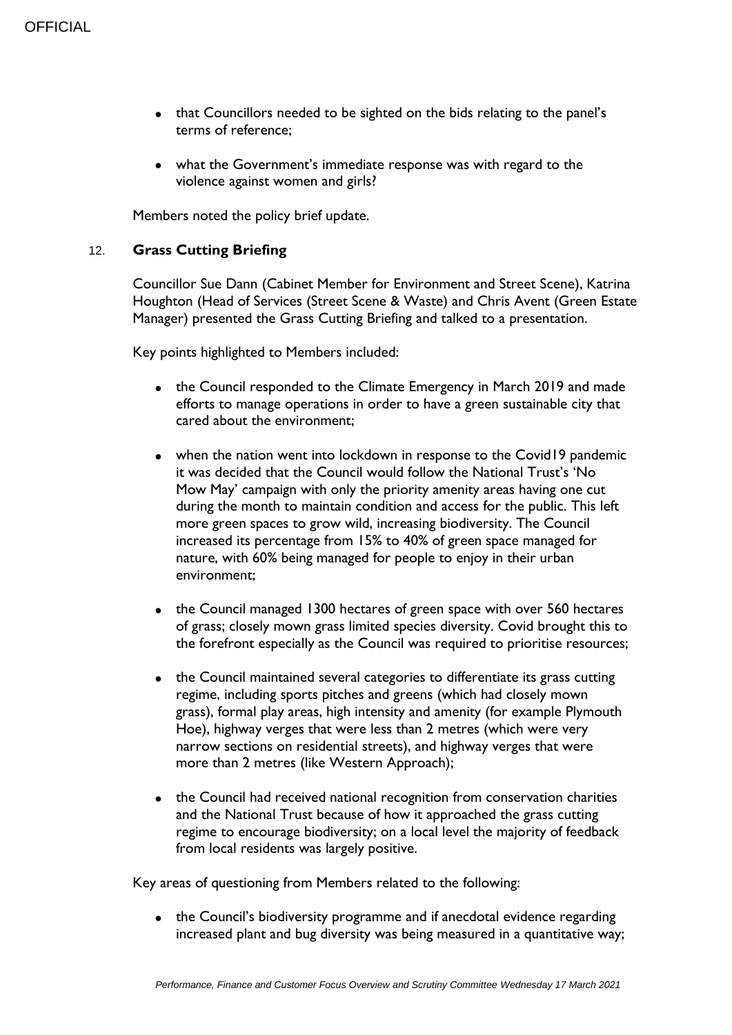- that Councillors needed to be sighted on the bids relating to the panel's terms of reference;
- what the Government's immediate response was with regard to the violence against women and girls?

Members noted the policy brief update.

## 12. Grass Cutting Briefing

Councillor Sue Dann (Cabinet Member for Environment and Street Scene), Katrina Houghton (Head of Services (Street Scene & Waste) and Chris Avent (Green Estate Manager) presented the Grass Cutting Briefing and talked to a presentation.

Key points highlighted to Members included:

- the Council responded to the Climate Emergency in March 2019 and made efforts to manage operations in order to have a green sustainable city that cared about the environment;
- when the nation went into lockdown in response to the Covid19 pandemic it was decided that the Council would follow the National Trust's 'No Mow May' campaign with only the priority amenity areas having one cut during the month to maintain condition and access for the public. This left more green spaces to grow wild, increasing biodiversity. The Council increased its percentage from 15% to 40% of green space managed for nature, with 60% being managed for people to enjoy in their urban environment;
- the Council managed 1300 hectares of green space with over 560 hectares of grass; closely mown grass limited species diversity. Covid brought this to the forefront especially as the Council was required to prioritise resources;
- the Council maintained several categories to differentiate its grass cutting regime, including sports pitches and greens (which had closely mown grass), formal play areas, high intensity and amenity (for example Plymouth Hoe), highway verges that were less than 2 metres (which were very narrow sections on residential streets), and highway verges that were more than 2 metres (like Western Approach);
- the Council had received national recognition from conservation charities and the National Trust because of how it approached the grass cutting regime to encourage biodiversity; on a local level the majority of feedback from local residents was largely positive.

Key areas of questioning from Members related to the following:

- the Council's biodiversity programme and if anecdotal evidence regarding increased plant and bug diversity was being measured in a quantitative way;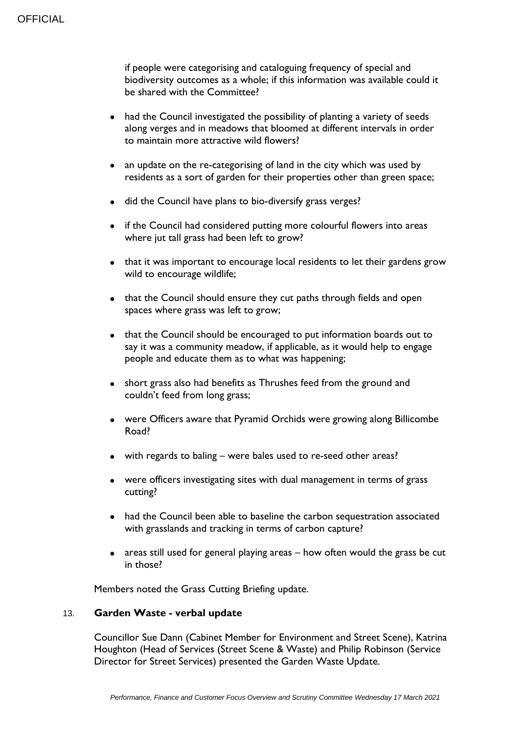if people were categorising and cataloguing frequency of special and biodiversity outcomes as a whole; if this information was available could it be shared with the Committee?

- had the Council investigated the possibility of planting a variety of seeds along verges and in meadows that bloomed at different intervals in order to maintain more attractive wild flowers?
- an update on the re-categorising of land in the city which was used by residents as a sort of garden for their properties other than green space;
- did the Council have plans to bio-diversify grass verges?
- if the Council had considered putting more colourful flowers into areas where jut tall grass had been left to grow?
- that it was important to encourage local residents to let their gardens grow wild to encourage wildlife;
- that the Council should ensure they cut paths through fields and open spaces where grass was left to grow;
- that the Council should be encouraged to put information boards out to say it was a community meadow, if applicable, as it would help to engage people and educate them as to what was happening;
- short grass also had benefits as Thrushes feed from the ground and couldn't feed from long grass;
- were Officers aware that Pyramid Orchids were growing along Billicombe Road?
- with regards to baling – were bales used to re-seed other areas?
- were officers investigating sites with dual management in terms of grass cutting?
- had the Council been able to baseline the carbon sequestration associated with grasslands and tracking in terms of carbon capture?
- areas still used for general playing areas – how often would the grass be cut in those?

Members noted the Grass Cutting Briefing update.

## 13. Garden Waste - verbal update

Councillor Sue Dann (Cabinet Member for Environment and Street Scene), Katrina Houghton (Head of Services (Street Scene & Waste) and Philip Robinson (Service Director for Street Services) presented the Garden Waste Update.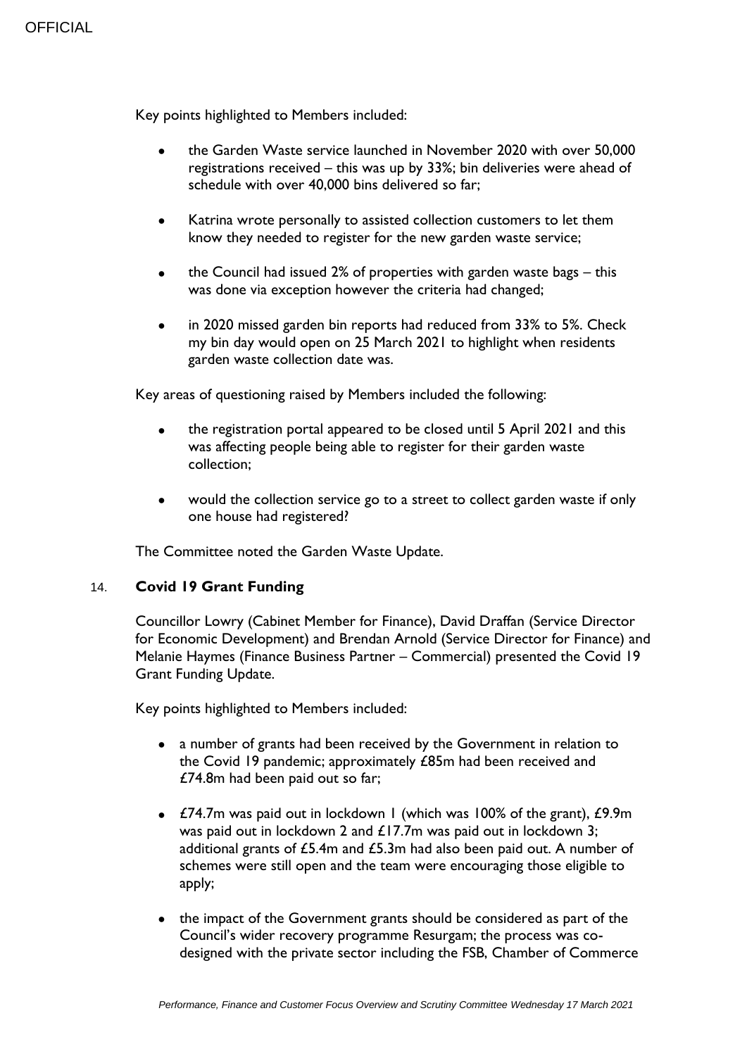Key points highlighted to Members included:

- the Garden Waste service launched in November 2020 with over 50,000 registrations received – this was up by 33%; bin deliveries were ahead of schedule with over 40,000 bins delivered so far;

- Katrina wrote personally to assisted collection customers to let them know they needed to register for the new garden waste service;

- the Council had issued 2% of properties with garden waste bags – this was done via exception however the criteria had changed;

- in 2020 missed garden bin reports had reduced from 33% to 5%. Check my bin day would open on 25 March 2021 to highlight when residents garden waste collection date was.

Key areas of questioning raised by Members included the following:

- the registration portal appeared to be closed until 5 April 2021 and this was affecting people being able to register for their garden waste collection;

- would the collection service go to a street to collect garden waste if only one house had registered?

The Committee noted the Garden Waste Update.

### 14. **Covid 19 Grant Funding**

Councillor Lowry (Cabinet Member for Finance), David Draffan (Service Director for Economic Development) and Brendan Arnold (Service Director for Finance) and Melanie Haymes (Finance Business Partner – Commercial) presented the Covid 19 Grant Funding Update.

Key points highlighted to Members included:

- a number of grants had been received by the Government in relation to the Covid 19 pandemic; approximately £85m had been received and £74.8m had been paid out so far;

- £74.7m was paid out in lockdown 1 (which was 100% of the grant), £9.9m was paid out in lockdown 2 and £17.7m was paid out in lockdown 3; additional grants of £5.4m and £5.3m had also been paid out. A number of schemes were still open and the team were encouraging those eligible to apply;

- the impact of the Government grants should be considered as part of the Council's wider recovery programme Resurgam; the process was co-designed with the private sector including the FSB, Chamber of Commerce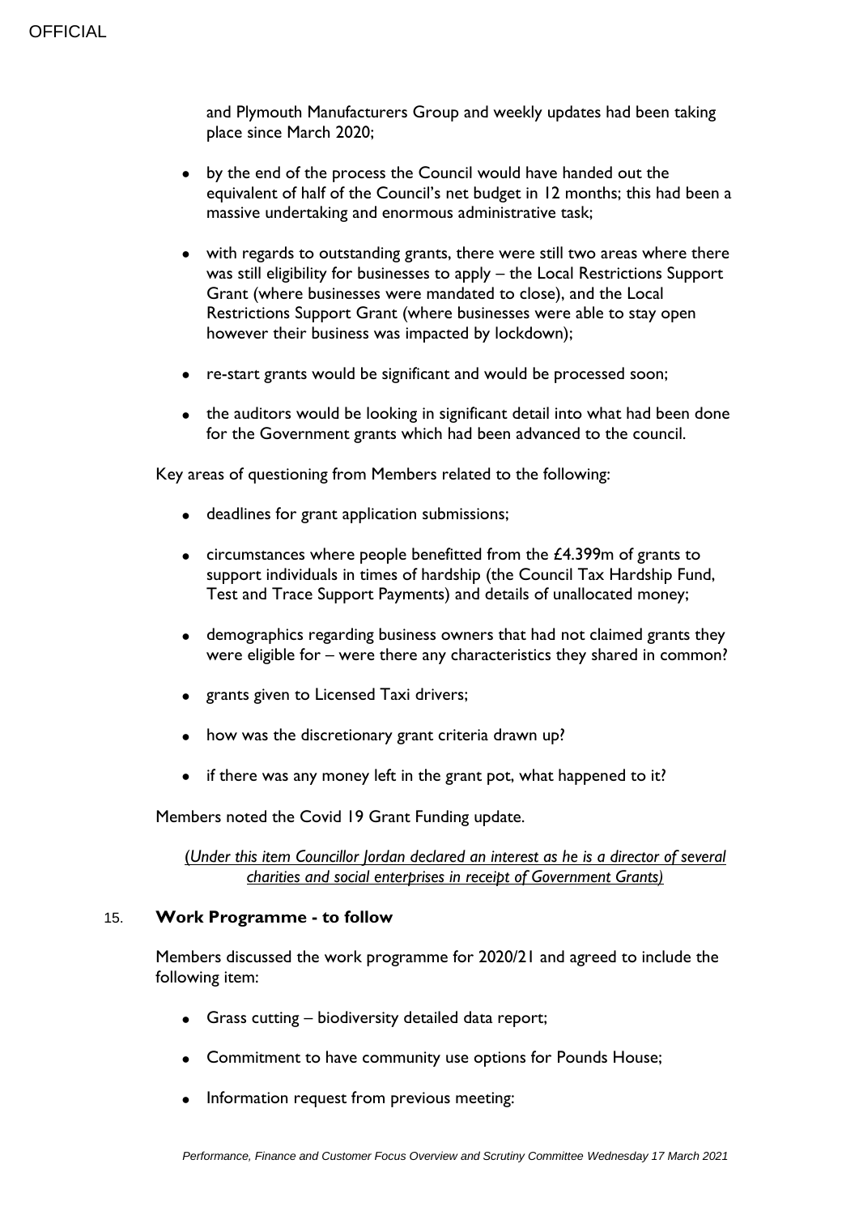and Plymouth Manufacturers Group and weekly updates had been taking place since March 2020;

- by the end of the process the Council would have handed out the equivalent of half of the Council's net budget in 12 months; this had been a massive undertaking and enormous administrative task;
- with regards to outstanding grants, there were still two areas where there was still eligibility for businesses to apply – the Local Restrictions Support Grant (where businesses were mandated to close), and the Local Restrictions Support Grant (where businesses were able to stay open however their business was impacted by lockdown);
- re-start grants would be significant and would be processed soon;
- the auditors would be looking in significant detail into what had been done for the Government grants which had been advanced to the council.

Key areas of questioning from Members related to the following:

- deadlines for grant application submissions;
- circumstances where people benefitted from the £4.399m of grants to support individuals in times of hardship (the Council Tax Hardship Fund, Test and Trace Support Payments) and details of unallocated money;
- demographics regarding business owners that had not claimed grants they were eligible for – were there any characteristics they shared in common?
- grants given to Licensed Taxi drivers;
- how was the discretionary grant criteria drawn up?
- if there was any money left in the grant pot, what happened to it?

Members noted the Covid 19 Grant Funding update.

*(Under this item Councillor Jordan declared an interest as he is a director of several charities and social enterprises in receipt of Government Grants)*

## 15. Work Programme - to follow

Members discussed the work programme for 2020/21 and agreed to include the following item:

- Grass cutting – biodiversity detailed data report;
- Commitment to have community use options for Pounds House;
- Information request from previous meeting: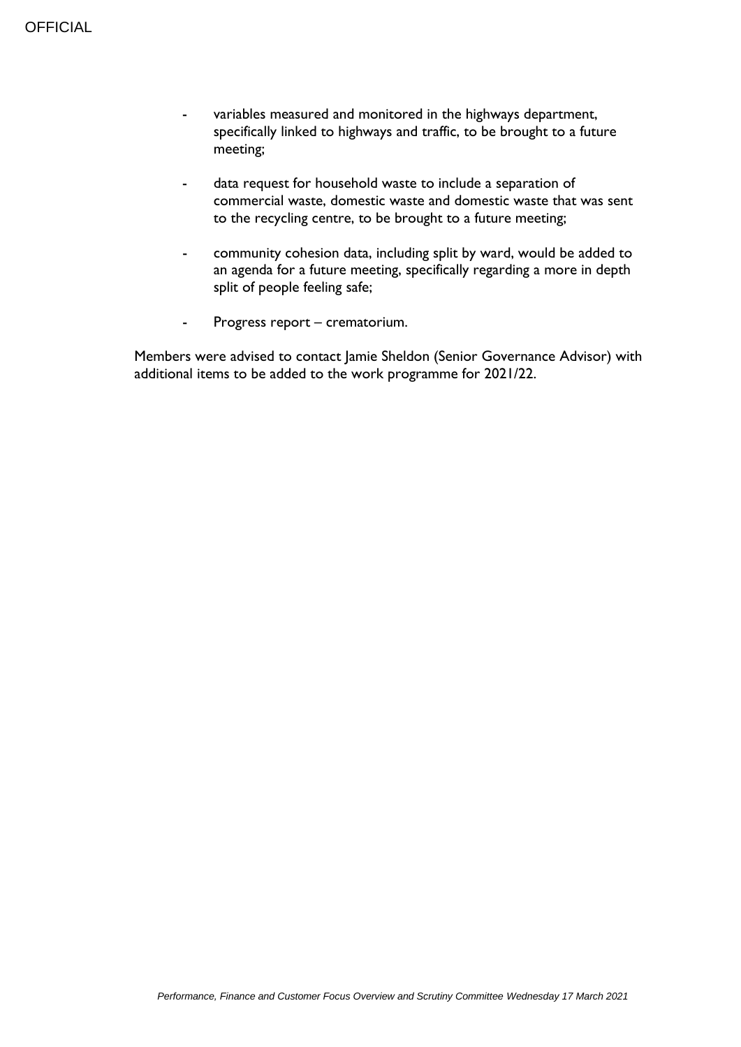- variables measured and monitored in the highways department, specifically linked to highways and traffic, to be brought to a future meeting;

- data request for household waste to include a separation of commercial waste, domestic waste and domestic waste that was sent to the recycling centre, to be brought to a future meeting;

- community cohesion data, including split by ward, would be added to an agenda for a future meeting, specifically regarding a more in depth split of people feeling safe;

- Progress report – crematorium.

Members were advised to contact Jamie Sheldon (Senior Governance Advisor) with additional items to be added to the work programme for 2021/22.